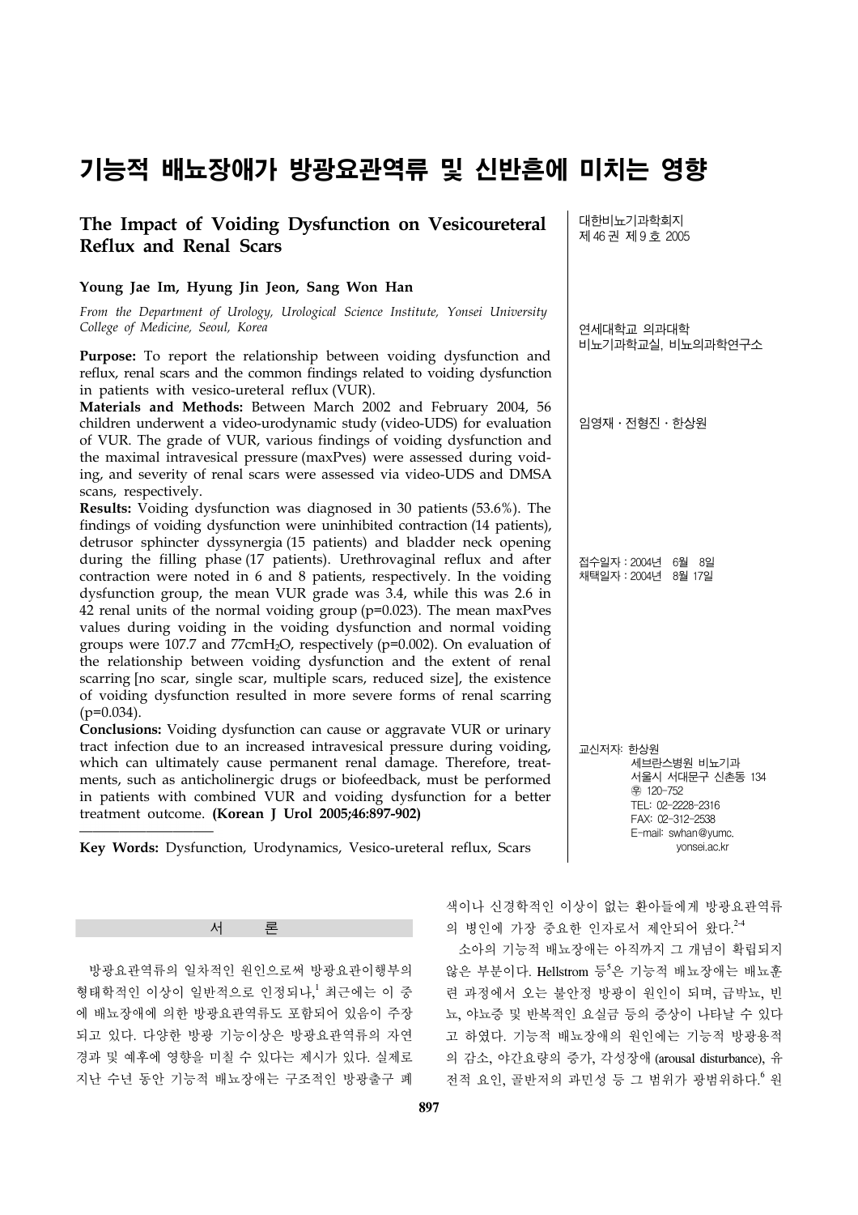// Assistant turn 3 response.
# 기능적 배뇨장애가 방광요관역류 및 신반흔에 미치는 영향

## The Impact of Voiding Dysfunction on Vesicoureteral Reflux and Renal Scars

**Young Jae Im, Hyung Jin Jeon, Sang Won Han**

*From the Department of Urology, Urological Science Institute, Yonsei University College of Medicine, Seoul, Korea*

**Purpose:** To report the relationship between voiding dysfunction and reflux, renal scars and the common findings related to voiding dysfunction in patients with vesico-ureteral reflux (VUR).

**Materials and Methods:** Between March 2002 and February 2004, 56 children underwent a video-urodynamic study (video-UDS) for evaluation of VUR. The grade of VUR, various findings of voiding dysfunction and the maximal intravesical pressure (maxPves) were assessed during voiding, and severity of renal scars were assessed via video-UDS and DMSA scans, respectively.

**Results:** Voiding dysfunction was diagnosed in 30 patients (53.6%). The findings of voiding dysfunction were uninhibited contraction (14 patients), detrusor sphincter dyssynergia (15 patients) and bladder neck opening during the filling phase (17 patients). Urethrovaginal reflux and after contraction were noted in 6 and 8 patients, respectively. In the voiding dysfunction group, the mean VUR grade was 3.4, while this was 2.6 in 42 renal units of the normal voiding group (p=0.023). The mean maxPves values during voiding in the voiding dysfunction and normal voiding groups were 107.7 and 77cm$H_2O$, respectively (p=0.002). On evaluation of the relationship between voiding dysfunction and the extent of renal scarring [no scar, single scar, multiple scars, reduced size], the existence of voiding dysfunction resulted in more severe forms of renal scarring (p=0.034).

**Conclusions:** Voiding dysfunction can cause or aggravate VUR or urinary tract infection due to an increased intravesical pressure during voiding, which can ultimately cause permanent renal damage. Therefore, treatments, such as anticholinergic drugs or biofeedback, must be performed in patients with combined VUR and voiding dysfunction for a better treatment outcome. **(Korean J Urol 2005;46:897-902)**

**Key Words:** Dysfunction, Urodynamics, Vesico-ureteral reflux, Scars

대한비뇨기과학회지
제 46 권 제 9 호 2005

연세대학교 의과대학
비뇨기과학교실, 비뇨의과학연구소

임영재ㆍ전형진ㆍ한상원

접수일자 : 2004년 6월 8일
채택일자 : 2004년 8월 17일

교신저자: 한상원
세브란스병원 비뇨기과
서울시 서대문구 신촌동 134
㊏ 120-752
TEL: 02-2228-2316
FAX: 02-312-2538
E-mail: swhan@yumc.yonsei.ac.kr

## 서 론

방광요관역류의 일차적인 원인으로써 방광요관이행부의 형태학적인 이상이 일반적으로 인정되나,[1] 최근에는 이 중에 배뇨장애에 의한 방광요관역류도 포함되어 있음이 주장되고 있다. 다양한 방광 기능이상은 방광요관역류의 자연경과 및 예후에 영향을 미칠 수 있다는 제시가 있다. 실제로 지난 수년 동안 기능적 배뇨장애는 구조적인 방광출구 폐색이나 신경학적인 이상이 없는 환아들에게 방광요관역류의 병인에 가장 중요한 인자로서 제안되어 왔다.[2-4]

소아의 기능적 배뇨장애는 아직까지 그 개념이 확립되지 않은 부분이다. Hellstrom 등[5]은 기능적 배뇨장애는 배뇨훈련 과정에서 오는 불안정 방광이 원인이 되며, 급박뇨, 빈뇨, 야뇨증 및 반복적인 요실금 등의 증상이 나타날 수 있다고 하였다. 기능적 배뇨장애의 원인에는 기능적 방광용적의 감소, 야간요량의 증가, 각성장애 (arousal disturbance), 유전적 요인, 골반저의 과민성 등 그 범위가 광범위하다.[6] 원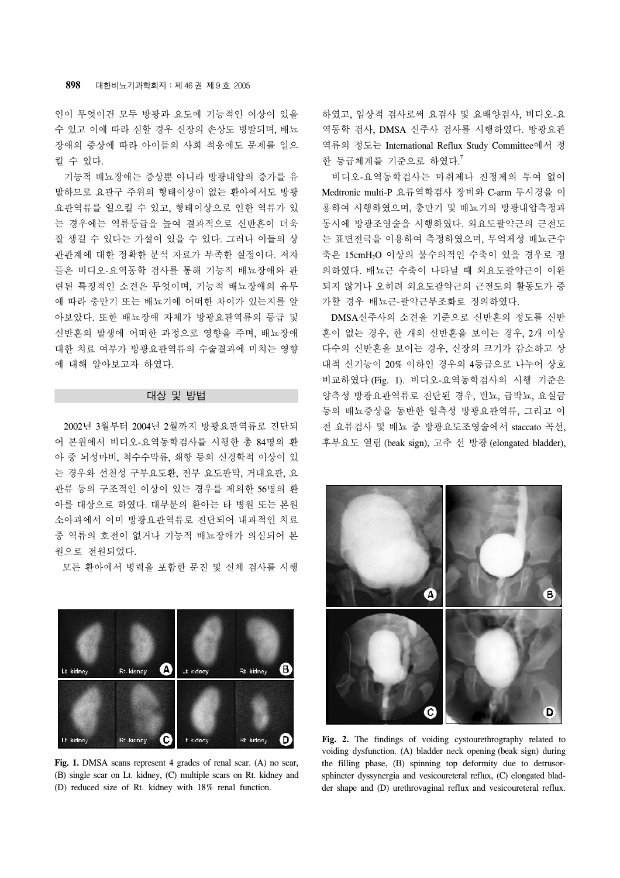인이 무엇이건 모두 방광과 요도에 기능적인 이상이 있을 수 있고 이에 따라 심할 경우 신장의 손상도 병발되며, 배뇨장애의 증상에 따라 아이들의 사회 적응에도 문제를 일으킬 수 있다.

기능적 배뇨장애는 증상뿐 아니라 방광내압의 증가를 유발하므로 요관구 주위의 형태이상이 없는 환아에서도 방광요관역류를 일으킬 수 있고, 형태이상으로 인한 역류가 있는 경우에는 역류등급을 높여 결과적으로 신반흔이 더욱 잘 생길 수 있다는 가설이 있을 수 있다. 그러나 이들의 상관관계에 대한 정확한 분석 자료가 부족한 실정이다. 저자들은 비디오-요역동학 검사를 통해 기능적 배뇨장애와 관련된 특징적인 소견은 무엇이며, 기능적 배뇨장애의 유무에 따라 충만기 또는 배뇨기에 어떠한 차이가 있는지를 알아보았다. 또한 배뇨장애 자체가 방광요관역류의 등급 및 신반흔의 발생에 어떠한 과정으로 영향을 주며, 배뇨장애 대한 치료 여부가 방광요관역류의 수술결과에 미치는 영향에 대해 알아보고자 하였다.

## 대상 및 방법

2002년 3월부터 2004년 2월까지 방광요관역류로 진단되어 본원에서 비디오-요역동학검사를 시행한 총 84명의 환아 중 뇌성마비, 척수수막류, 쇄항 등의 신경학적 이상이 있는 경우와 선천성 구부요도환, 전부 요도판막, 거대요관, 요관류 등의 구조적인 이상이 있는 경우를 제외한 56명의 환아를 대상으로 하였다. 대부분의 환아는 타 병원 또는 본원 소아과에서 이미 방광요관역류로 진단되어 내과적인 치료 중 역류의 호전이 없거나 기능적 배뇨장애가 의심되어 본원으로 전원되었다.

모든 환아에서 병력을 포함한 문진 및 신체 검사를 시행하였고, 임상적 검사로써 요검사 및 요배양검사, 비디오-요역동학 검사, DMSA 신주사 검사를 시행하였다. 방광요관역류의 정도는 International Reflux Study Committee에서 정한 등급체계를 기준으로 하였다.[7]

비디오-요역동학검사는 마취제나 진정제의 투여 없이 Medtronic multi-P 요류역학검사 장비와 C-arm 투시경을 이용하여 시행하였으며, 충만기 및 배뇨기의 방광내압측정과 동시에 방광조영술을 시행하였다. 외요도괄약근의 근전도는 표면전극을 이용하여 측정하였으며, 무억제성 배뇨근수축은 15cm$H_2O$ 이상의 불수의적인 수축이 있을 경우로 정의하였다. 배뇨근 수축이 나타날 때 외요도괄약근이 이완되지 않거나 오히려 외요도괄약근의 근전도의 활동도가 증가할 경우 배뇨근-괄약근부조화로 정의하였다.

DMSA신주사의 소견을 기준으로 신반흔의 정도를 신반흔이 없는 경우, 한 개의 신반흔을 보이는 경우, 2개 이상 다수의 신반흔을 보이는 경우, 신장의 크기가 감소하고 상대적 신기능이 20% 이하인 경우의 4등급으로 나누어 상호 비교하였다 (Fig. 1). 비디오-요역동학검사의 시행 기준은 양측성 방광요관역류로 진단된 경우, 빈뇨, 급박뇨, 요실금 등의 배뇨증상을 동반한 일측성 방광요관역류, 그리고 이전 요류검사 및 배뇨 중 방광요도조영술에서 staccato 곡선, 후부요도 열림 (beak sign), 고추 선 방광 (elongated bladder),

**Fig. 1.** DMSA scans represent 4 grades of renal scar. (A) no scar, (B) single scar on Lt. kidney, (C) multiple scars on Rt. kidney and (D) reduced size of Rt. kidney with 18% renal function.

**Fig. 2.** The findings of voiding cystourethrography related to voiding dysfunction. (A) bladder neck opening (beak sign) during the filling phase, (B) spinning top deformity due to detrusor-sphincter dyssynergia and vesicoureteral reflux, (C) elongated bladder shape and (D) urethrovaginal reflux and vesicoureteral reflux.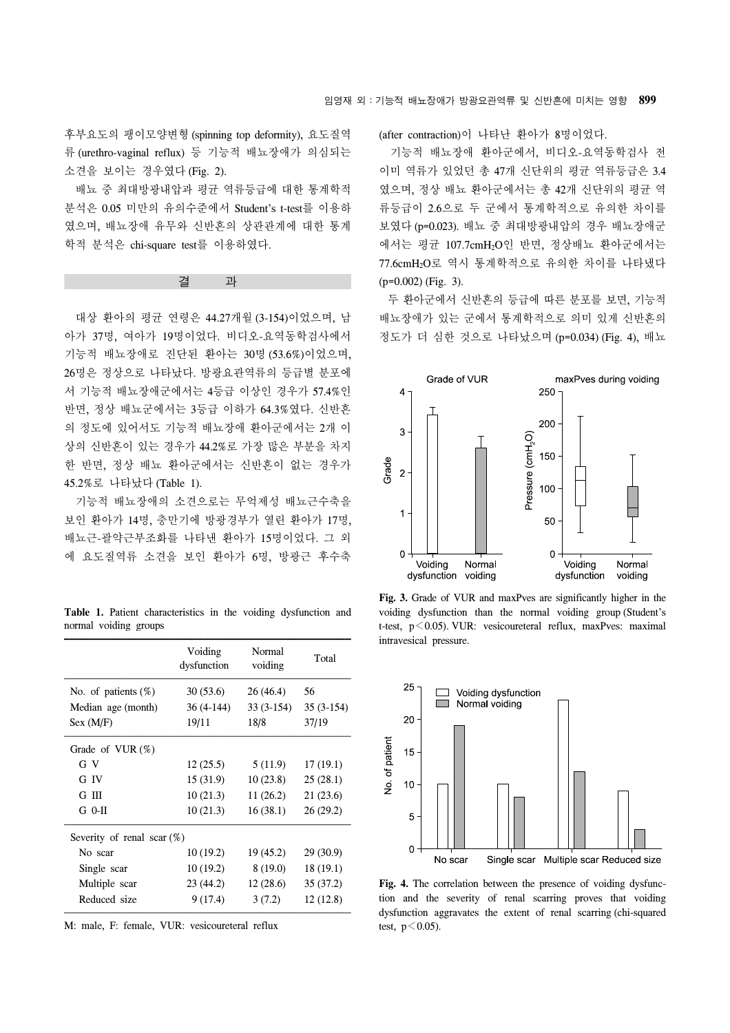후부요도의 팽이모양변형 (spinning top deformity), 요도질역류 (urethro-vaginal reflux) 등 기능적 배뇨장애가 의심되는 소견을 보이는 경우였다 (Fig. 2).

배뇨 중 최대방광내압과 평균 역류등급에 대한 통계학적 분석은 0.05 미만의 유의수준에서 Student's t-test를 이용하였으며, 배뇨장애 유무와 신반흔의 상관관계에 대한 통계학적 분석은 chi-square test를 이용하였다.

## 결 과

대상 환아의 평균 연령은 44.27개월 (3-154)이었으며, 남아가 37명, 여아가 19명이었다. 비디오-요역동학검사에서 기능적 배뇨장애로 진단된 환아는 30명 (53.6%)이었으며, 26명은 정상으로 나타났다. 방광요관역류의 등급별 분포에서 기능적 배뇨장애군에서는 4등급 이상인 경우가 57.4%인 반면, 정상 배뇨군에서는 3등급 이하가 64.3%였다. 신반흔의 정도에 있어서도 기능적 배뇨장애 환아군에서는 2개 이상의 신반흔이 있는 경우가 44.2%로 가장 많은 부분을 차지한 반면, 정상 배뇨 환아군에서는 신반흔이 없는 경우가 45.2%로 나타났다 (Table 1).

기능적 배뇨장애의 소견으로는 무억제성 배뇨근수축을 보인 환아가 14명, 충만기에 방광경부가 열린 환아가 17명, 배뇨근-괄약근부조화를 나타낸 환아가 15명이었다. 그 외에 요도질역류 소견을 보인 환아가 6명, 방광근 후수축 (after contraction)이 나타난 환아가 8명이었다.

**Table 1.** Patient characteristics in the voiding dysfunction and normal voiding groups

| | Voiding dysfunction | Normal voiding | Total |
|---|---|---|---|
| No. of patients (%) | 30 (53.6) | 26 (46.4) | 56 |
| Median age (month) | 36 (4-144) | 33 (3-154) | 35 (3-154) |
| Sex (M/F) | 19/11 | 18/8 | 37/19 |
| Grade of VUR (%) | | | |
| G V | 12 (25.5) | 5 (11.9) | 17 (19.1) |
| G IV | 15 (31.9) | 10 (23.8) | 25 (28.1) |
| G III | 10 (21.3) | 11 (26.2) | 21 (23.6) |
| G 0-II | 10 (21.3) | 16 (38.1) | 26 (29.2) |
| Severity of renal scar (%) | | | |
| No scar | 10 (19.2) | 19 (45.2) | 29 (30.9) |
| Single scar | 10 (19.2) | 8 (19.0) | 18 (19.1) |
| Multiple scar | 23 (44.2) | 12 (28.6) | 35 (37.2) |
| Reduced size | 9 (17.4) | 3 (7.2) | 12 (12.8) |

M: male, F: female, VUR: vesicoureteral reflux

기능적 배뇨장애 환아군에서, 비디오-요역동학검사 전 이미 역류가 있었던 총 47개 신단위의 평균 역류등급은 3.4였으며, 정상 배뇨 환아군에서는 총 42개 신단위의 평균 역류등급이 2.6으로 두 군에서 통계학적으로 유의한 차이를 보였다 (p=0.023). 배뇨 중 최대방광내압의 경우 배뇨장애군에서는 평균 107.7cm$H_2O$인 반면, 정상배뇨 환아군에서는 77.6cm$H_2O$로 역시 통계학적으로 유의한 차이를 나타냈다 (p=0.002) (Fig. 3).

두 환아군에서 신반흔의 등급에 따른 분포를 보면, 기능적 배뇨장애가 있는 군에서 통계학적으로 의미 있게 신반흔의 정도가 더 심한 것으로 나타났으며 (p=0.034) (Fig. 4), 배뇨

Grade of VUR
Grade
Voiding dysfunction
Normal voiding

maxPves during voiding
Pressure (cm$H_2O$)
Voiding dysfunction
Normal voiding

**Fig. 3.** Grade of VUR and maxPves are significantly higher in the voiding dysfunction than the normal voiding group (Student's t-test, $p < 0.05$). VUR: vesicoureteral reflux, maxPves: maximal intravesical pressure.

Voiding dysfunction
Normal voiding
No. of patient
No scar
Single scar
Multiple scar
Reduced size

**Fig. 4.** The correlation between the presence of voiding dysfunction and the severity of renal scarring proves that voiding dysfunction aggravates the extent of renal scarring (chi-squared test, $p < 0.05$).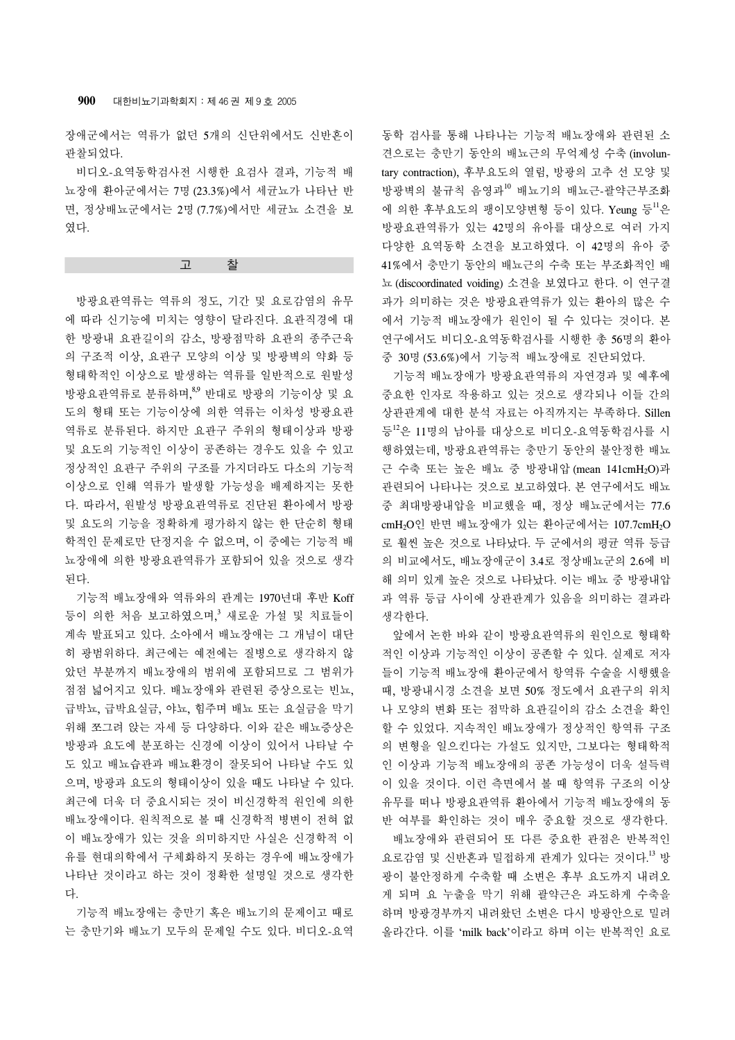장애군에서는 역류가 없던 5개의 신단위에서도 신반흔이 관찰되었다.

비디오-요역동학검사전 시행한 요검사 결과, 기능적 배뇨장애 환아군에서는 7명 (23.3%)에서 세균뇨가 나타난 반면, 정상배뇨군에서는 2명 (7.7%)에서만 세균뇨 소견을 보였다.

## 고 찰

방광요관역류는 역류의 정도, 기간 및 요로감염의 유무에 따라 신기능에 미치는 영향이 달라진다. 요관직경에 대한 방광내 요관길이의 감소, 방광점막하 요관의 종주근육의 구조적 이상, 요관구 모양의 이상 및 방광벽의 약화 등 형태학적인 이상으로 발생하는 역류를 일반적으로 원발성 방광요관역류로 분류하며,[8,9] 반대로 방광의 기능이상 및 요도의 형태 또는 기능이상에 의한 역류는 이차성 방광요관역류로 분류된다. 하지만 요관구 주위의 형태이상과 방광 및 요도의 기능적인 이상이 공존하는 경우도 있을 수 있고 정상적인 요관구 주위의 구조를 가지더라도 다소의 기능적 이상으로 인해 역류가 발생할 가능성을 배제하지는 못한다. 따라서, 원발성 방광요관역류로 진단된 환아에서 방광 및 요도의 기능을 정확하게 평가하지 않는 한 단순히 형태학적인 문제로만 단정지을 수 없으며, 이 중에는 기능적 배뇨장애에 의한 방광요관역류가 포함되어 있을 것으로 생각된다.

기능적 배뇨장애와 역류와의 관계는 1970년대 후반 Koff 등이 의한 처음 보고하였으며,[3] 새로운 가설 및 치료들이 계속 발표되고 있다. 소아에서 배뇨장애는 그 개념이 대단히 광범위하다. 최근에는 예전에는 질병으로 생각하지 않았던 부분까지 배뇨장애의 범위에 포함되므로 그 범위가 점점 넓어지고 있다. 배뇨장애와 관련된 증상으로는 빈뇨, 급박뇨, 급박요실금, 야뇨, 힘주며 배뇨 또는 요실금을 막기 위해 쪼그려 앉는 자세 등 다양하다. 이와 같은 배뇨증상은 방광과 요도에 분포하는 신경에 이상이 있어서 나타날 수도 있고 배뇨습관과 배뇨환경이 잘못되어 나타날 수도 있으며, 방광과 요도의 형태이상이 있을 때도 나타날 수 있다. 최근에 더욱 더 중요시되는 것이 비신경학적 원인에 의한 배뇨장애이다. 원칙적으로 볼 때 신경학적 병변이 전혀 없이 배뇨장애가 있는 것을 의미하지만 사실은 신경학적 이유를 현대의학에서 구체화하지 못하는 경우에 배뇨장애가 나타난 것이라고 하는 것이 정확한 설명일 것으로 생각한다.

기능적 배뇨장애는 충만기 혹은 배뇨기의 문제이고 때로는 충만기와 배뇨기 모두의 문제일 수도 있다. 비디오-요역동학 검사를 통해 나타나는 기능적 배뇨장애와 관련된 소견으로는 충만기 동안의 배뇨근의 무억제성 수축 (involuntary contraction), 후부요도의 열림, 방광의 고추 선 모양 및 방광벽의 불규칙 음영과[10] 배뇨기의 배뇨근-괄약근부조화에 의한 후부요도의 팽이모양변형 등이 있다. Yeung 등[11]은 방광요관역류가 있는 42명의 유아를 대상으로 여러 가지 다양한 요역동학 소견을 보고하였다. 이 42명의 유아 중 41%에서 충만기 동안의 배뇨근의 수축 또는 부조화적인 배뇨 (discoordinated voiding) 소견을 보였다고 한다. 이 연구결과가 의미하는 것은 방광요관역류가 있는 환아의 많은 수에서 기능적 배뇨장애가 원인이 될 수 있다는 것이다. 본 연구에서도 비디오-요역동학검사를 시행한 총 56명의 환아 중 30명 (53.6%)에서 기능적 배뇨장애로 진단되었다.

기능적 배뇨장애가 방광요관역류의 자연경과 및 예후에 중요한 인자로 작용하고 있는 것으로 생각되나 이들 간의 상관관계에 대한 분석 자료는 아직까지는 부족하다. Sillen 등[12]은 11명의 남아를 대상으로 비디오-요역동학검사를 시행하였는데, 방광요관역류는 충만기 동안의 불안정한 배뇨근 수축 또는 높은 배뇨 중 방광내압 (mean 141cm$H_2O$)과 관련되어 나타나는 것으로 보고하였다. 본 연구에서도 배뇨 중 최대방광내압을 비교했을 때, 정상 배뇨군에서는 77.6 cm$H_2O$인 반면 배뇨장애가 있는 환아군에서는 107.7cm$H_2O$로 훨씬 높은 것으로 나타났다. 두 군에서의 평균 역류 등급의 비교에서도, 배뇨장애군이 3.4로 정상배뇨군의 2.6에 비해 의미 있게 높은 것으로 나타났다. 이는 배뇨 중 방광내압과 역류 등급 사이에 상관관계가 있음을 의미하는 결과라 생각한다.

앞에서 논한 바와 같이 방광요관역류의 원인으로 형태학적인 이상과 기능적인 이상이 공존할 수 있다. 실제로 저자들이 기능적 배뇨장애 환아군에서 항역류 수술을 시행했을 때, 방광내시경 소견을 보면 50% 정도에서 요관구의 위치나 모양의 변화 또는 점막하 요관길이의 감소 소견을 확인할 수 있었다. 지속적인 배뇨장애가 정상적인 항역류 구조의 변형을 일으킨다는 가설도 있지만, 그보다는 형태학적인 이상과 기능적 배뇨장애의 공존 가능성이 더욱 설득력이 있을 것이다. 이런 측면에서 볼 때 항역류 구조의 이상 유무를 떠나 방광요관역류 환아에서 기능적 배뇨장애의 동반 여부를 확인하는 것이 매우 중요할 것으로 생각한다.

배뇨장애와 관련되어 또 다른 중요한 관점은 반복적인 요로감염 및 신반흔과 밀접하게 관계가 있다는 것이다.[13] 방광이 불안정하게 수축할 때 소변은 후부 요도까지 내려오게 되며 요 누출을 막기 위해 괄약근은 과도하게 수축을 하며 방광경부까지 내려왔던 소변은 다시 방광안으로 밀려올라간다. 이를 'milk back'이라고 하며 이는 반복적인 요로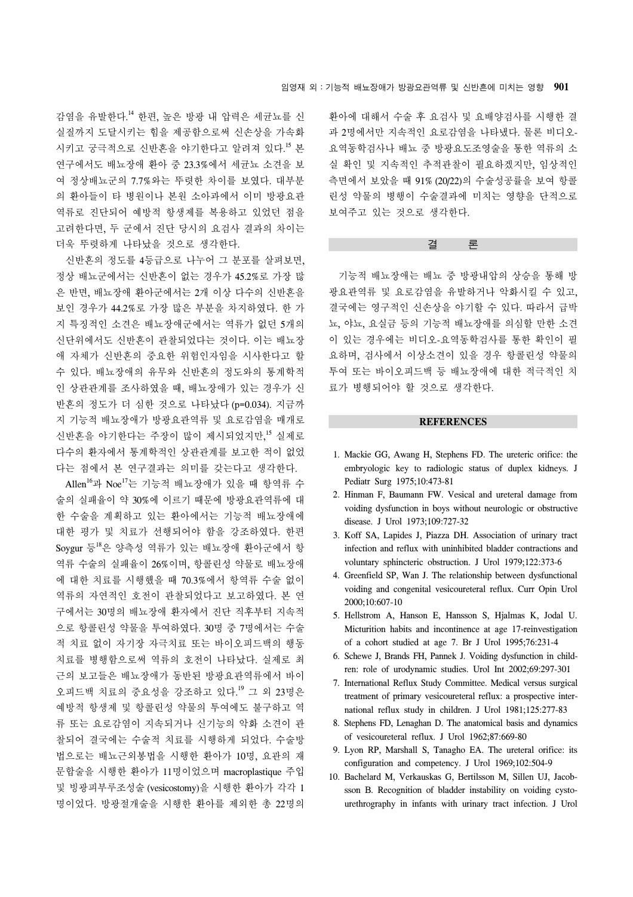감염을 유발한다.[14] 한편, 높은 방광 내 압력은 세균뇨를 신실질까지 도달시키는 힘을 제공함으로써 신손상을 가속화시키고 궁극적으로 신반흔을 야기한다고 알려져 있다.[15] 본 연구에서도 배뇨장애 환아 중 23.3%에서 세균뇨 소견을 보여 정상배뇨군의 7.7%와는 뚜렷한 차이를 보였다. 대부분의 환아들이 타 병원이나 본원 소아과에서 이미 방광요관역류로 진단되어 예방적 항생제를 복용하고 있었던 점을 고려한다면, 두 군에서 진단 당시의 요검사 결과의 차이는 더욱 뚜렷하게 나타났을 것으로 생각한다.

신반흔의 정도를 4등급으로 나누어 그 분포를 살펴보면, 정상 배뇨군에서는 신반흔이 없는 경우가 45.2%로 가장 많은 반면, 배뇨장애 환아군에서는 2개 이상 다수의 신반흔을 보인 경우가 44.2%로 가장 많은 부분을 차지하였다. 한 가지 특징적인 소견은 배뇨장애군에서는 역류가 없던 5개의 신단위에서도 신반흔이 관찰되었다는 것이다. 이는 배뇨장애 자체가 신반흔의 중요한 위험인자임을 시사한다고 할 수 있다. 배뇨장애의 유무와 신반흔의 정도와의 통계학적인 상관관계를 조사하였을 때, 배뇨장애가 있는 경우가 신반흔의 정도가 더 심한 것으로 나타났다 (p=0.034). 지금까지 기능적 배뇨장애가 방광요관역류 및 요로감염을 매개로 신반흔을 야기한다는 주장이 많이 제시되었지만,[15] 실제로 다수의 환자에서 통계학적인 상관관계를 보고한 적이 없었다는 점에서 본 연구결과는 의미를 갖는다고 생각한다.

Allen[16]과 Noe[17]는 기능적 배뇨장애가 있을 때 항역류 수술의 실패율이 약 30%에 이르기 때문에 방광요관역류에 대한 수술을 계획하고 있는 환아에서는 기능적 배뇨장애에 대한 평가 및 치료가 선행되어야 함을 강조하였다. 한편 Soygur 등[18]은 양측성 역류가 있는 배뇨장애 환아군에서 항역류 수술의 실패율이 26%이며, 항콜린성 약물로 배뇨장애에 대한 치료를 시행했을 때 70.3%에서 항역류 수술 없이 역류의 자연적인 호전이 관찰되었다고 보고하였다. 본 연구에서는 30명의 배뇨장애 환자에서 진단 직후부터 지속적으로 항콜린성 약물을 투여하였다. 30명 중 7명에서는 수술적 치료 없이 자기장 자극치료 또는 바이오피드백의 행동치료를 병행함으로써 역류의 호전이 나타났다. 실제로 최근의 보고들은 배뇨장애가 동반된 방광요관역류에서 바이오피드백 치료의 중요성을 강조하고 있다.[19] 그 외 23명은 예방적 항생제 및 항콜린성 약물의 투여에도 불구하고 역류 또는 요로감염이 지속되거나 신기능의 악화 소견이 관찰되어 결국에는 수술적 치료를 시행하게 되었다. 수술방법으로는 배뇨근외봉법을 시행한 환아가 10명, 요관의 재문합술을 시행한 환아가 11명이었으며 macroplastique 주입 및 방광피부루조성술 (vesicostomy)을 시행한 환아가 각각 1명이었다. 방광절개술을 시행한 환아를 제외한 총 22명의 환아에 대해서 수술 후 요검사 및 요배양검사를 시행한 결과 2명에서만 지속적인 요로감염을 나타냈다. 물론 비디오-요역동학검사나 배뇨 중 방광요도조영술을 통한 역류의 소실 확인 및 지속적인 추적관찰이 필요하겠지만, 임상적인 측면에서 보았을 때 91% (20/22)의 수술성공률을 보여 항콜린성 약물의 병행이 수술결과에 미치는 영향을 단적으로 보여주고 있는 것으로 생각한다.

## 결 론

기능적 배뇨장애는 배뇨 중 방광내압의 상승을 통해 방광요관역류 및 요로감염을 유발하거나 악화시킬 수 있고, 결국에는 영구적인 신손상을 야기할 수 있다. 따라서 급박뇨, 야뇨, 요실금 등의 기능적 배뇨장애를 의심할 만한 소견이 있는 경우에는 비디오-요역동학검사를 통한 확인이 필요하며, 검사에서 이상소견이 있을 경우 항콜린성 약물의 투여 또는 바이오피드백 등 배뇨장애에 대한 적극적인 치료가 병행되어야 할 것으로 생각한다.

## REFERENCES

1. Mackie GG, Awang H, Stephens FD. The ureteric orifice: the embryologic key to radiologic status of duplex kidneys. J Pediatr Surg 1975;10:473-81
2. Hinman F, Baumann FW. Vesical and ureteral damage from voiding dysfunction in boys without neurologic or obstructive disease. J Urol 1973;109:727-32
3. Koff SA, Lapides J, Piazza DH. Association of urinary tract infection and reflux with uninhibited bladder contractions and voluntary sphincteric obstruction. J Urol 1979;122:373-6
4. Greenfield SP, Wan J. The relationship between dysfunctional voiding and congenital vesicoureteral reflux. Curr Opin Urol 2000;10:607-10
5. Hellstrom A, Hanson E, Hansson S, Hjalmas K, Jodal U. Micturition habits and incontinence at age 17-reinvestigation of a cohort studied at age 7. Br J Urol 1995;76:231-4
6. Schewe J, Brands FH, Pannek J. Voiding dysfunction in children: role of urodynamic studies. Urol Int 2002;69:297-301
7. International Reflux Study Committee. Medical versus surgical treatment of primary vesicoureteral reflux: a prospective international reflux study in children. J Urol 1981;125:277-83
8. Stephens FD, Lenaghan D. The anatomical basis and dynamics of vesicoureteral reflux. J Urol 1962;87:669-80
9. Lyon RP, Marshall S, Tanagho EA. The ureteral orifice: its configuration and competency. J Urol 1969;102:504-9
10. Bachelard M, Verkauskas G, Bertilsson M, Sillen UJ, Jacobsson B. Recognition of bladder instability on voiding cystourethrography in infants with urinary tract infection. J Urol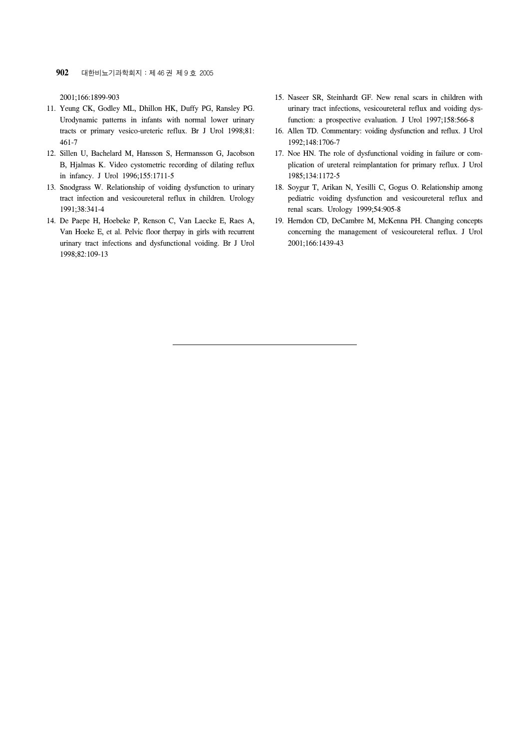2001;166:1899-903

11. Yeung CK, Godley ML, Dhillon HK, Duffy PG, Ransley PG. Urodynamic patterns in infants with normal lower urinary tracts or primary vesico-ureteric reflux. Br J Urol 1998;81: 461-7
12. Sillen U, Bachelard M, Hansson S, Hermansson G, Jacobson B, Hjalmas K. Video cystometric recording of dilating reflux in infancy. J Urol 1996;155:1711-5
13. Snodgrass W. Relationship of voiding dysfunction to urinary tract infection and vesicoureteral reflux in children. Urology 1991;38:341-4
14. De Paepe H, Hoebeke P, Renson C, Van Laecke E, Raes A, Van Hoeke E, et al. Pelvic floor therpay in girls with recurrent urinary tract infections and dysfunctional voiding. Br J Urol 1998;82:109-13
15. Naseer SR, Steinhardt GF. New renal scars in children with urinary tract infections, vesicoureteral reflux and voiding dysfunction: a prospective evaluation. J Urol 1997;158:566-8
16. Allen TD. Commentary: voiding dysfunction and reflux. J Urol 1992;148:1706-7
17. Noe HN. The role of dysfunctional voiding in failure or complication of ureteral reimplantation for primary reflux. J Urol 1985;134:1172-5
18. Soygur T, Arikan N, Yesilli C, Gogus O. Relationship among pediatric voiding dysfunction and vesicoureteral reflux and renal scars. Urology 1999;54:905-8
19. Herndon CD, DeCambre M, McKenna PH. Changing concepts concerning the management of vesicoureteral reflux. J Urol 2001;166:1439-43